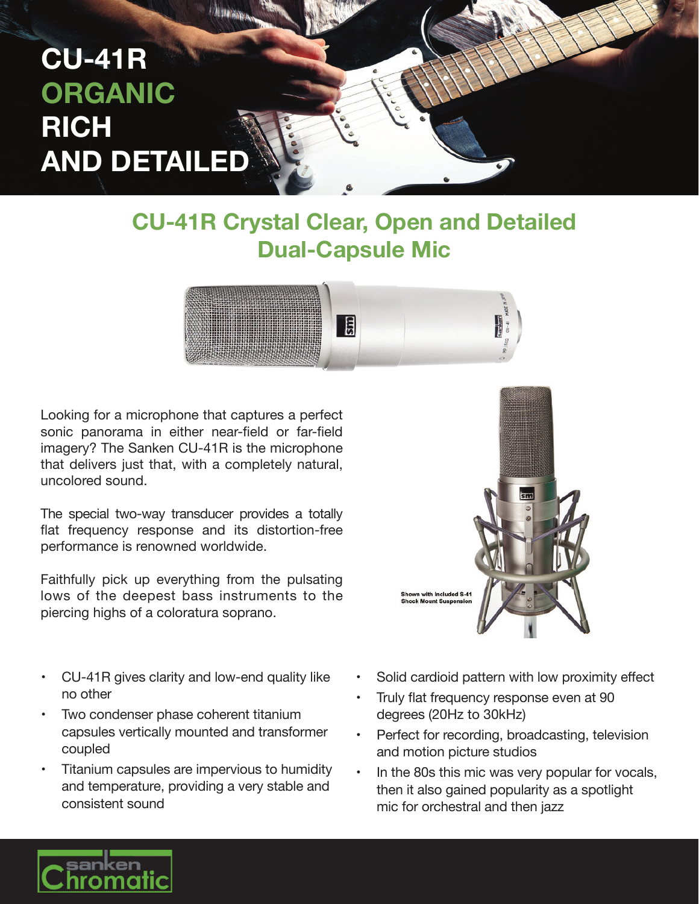# CU-41R ORGANIC RICH AND DETAILED

## CU-41R Crystal Clear, Open and Detailed Dual-Capsule Mic

Looking for a microphone that captures a perfect sonic panorama in either near-field or far-field imagery? The Sanken CU-41R is the microphone that delivers just that, with a completely natural, uncolored sound.

The special two-way transducer provides a totally flat frequency response and its distortion-free performance is renowned worldwide.

Faithfully pick up everything from the pulsating lows of the deepest bass instruments to the piercing highs of a coloratura soprano.

Shown with included S-41 Shock Mount Suspension

- CU-41R gives clarity and low-end quality like no other
- Two condenser phase coherent titanium capsules vertically mounted and transformer coupled
- Titanium capsules are impervious to humidity and temperature, providing a very stable and consistent sound
- Solid cardioid pattern with low proximity effect
- Truly flat frequency response even at 90 degrees (20Hz to 30kHz)
- Perfect for recording, broadcasting, television and motion picture studios
- In the 80s this mic was very popular for vocals, then it also gained popularity as a spotlight mic for orchestral and then jazz

sanken Chromatic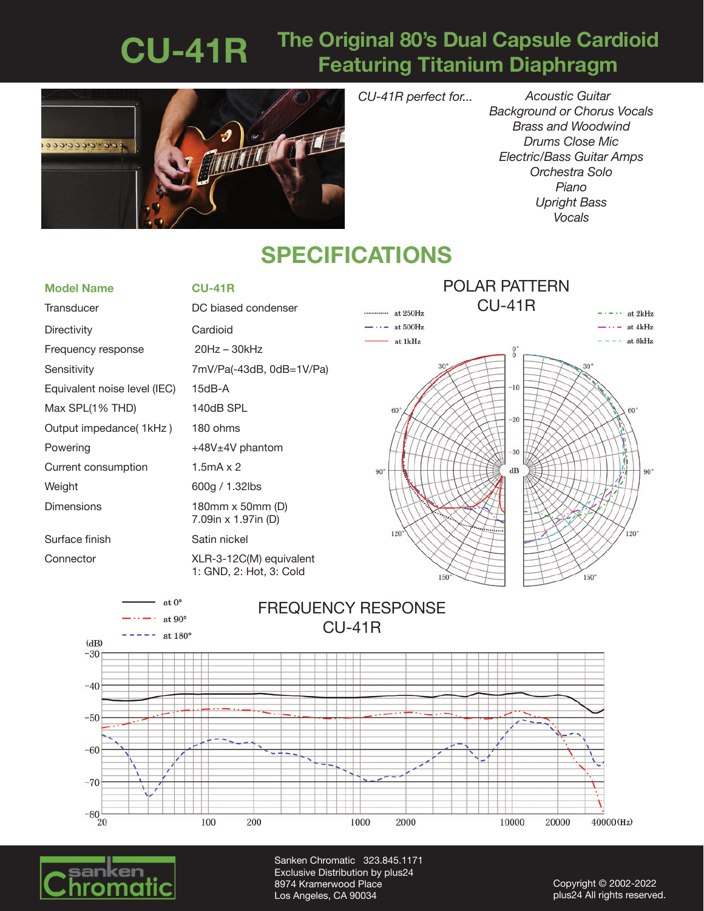# CU-41R

## The Original 80's Dual Capsule Cardioid Featuring Titanium Diaphragm

*CU-41R perfect for...*

*Acoustic Guitar*
*Background or Chorus Vocals*
*Brass and Woodwind*
*Drums Close Mic*
*Electric/Bass Guitar Amps*
*Orchestra Solo*
*Piano*
*Upright Bass*
*Vocals*

## SPECIFICATIONS

| | |
|---|---|
| **Model Name** | **CU-41R** |
| Transducer | DC biased condenser |
| Directivity | Cardioid |
| Frequency response | 20Hz – 30kHz |
| Sensitivity | 7mV/Pa(-43dB, 0dB=1V/Pa) |
| Equivalent noise level (IEC) | 15dB-A |
| Max SPL(1% THD) | 140dB SPL |
| Output impedance( 1kHz ) | 180 ohms |
| Powering | +48V±4V phantom |
| Current consumption | 1.5mA x 2 |
| Weight | 600g / 1.32lbs |
| Dimensions | 180mm x 50mm (D)<br>7.09in x 1.97in (D) |
| Surface finish | Satin nickel |
| Connector | XLR-3-12C(M) equivalent<br>1: GND, 2: Hot, 3: Cold |

POLAR PATTERN
CU-41R

at 250Hz
at 500Hz
at 1kHz
at 2kHz
at 4kHz
at 8kHz

0° 0 -10 -20 -30 dB
30° 60° 90° 120° 150°

FREQUENCY RESPONSE
CU-41R

at 0°
at 90°
at 180°

(dB)
-30 -40 -50 -60 -70 -80

20 100 200 1000 2000 10000 20000 40000(Hz)

Sanken Chromatic 323.845.1171
Exclusive Distribution by plus24
8974 Kramerwood Place
Los Angeles, CA 90034

Copyright © 2002-2022
plus24 All rights reserved.